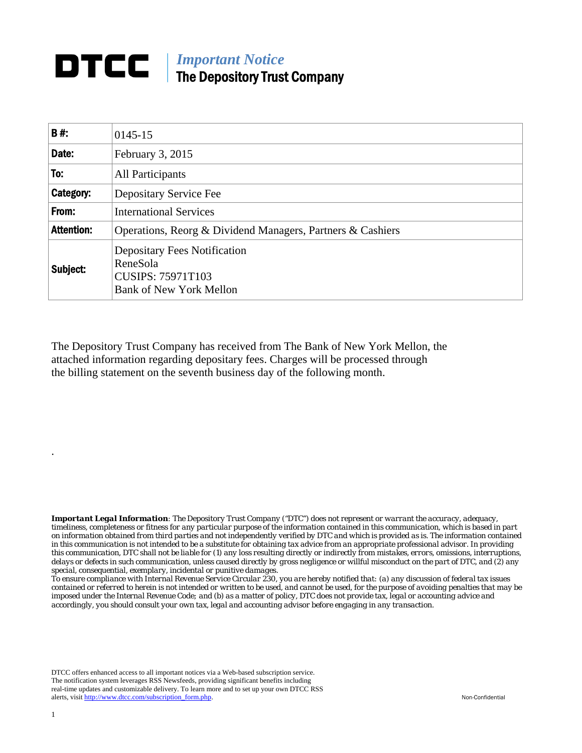# DTCC | *Important Notice*
## The Depository Trust Company

| **B #:** | 0145-15 |
|---|---|
| **Date:** | February 3, 2015 |
| **To:** | All Participants |
| **Category:** | Depositary Service Fee |
| **From:** | International Services |
| **Attention:** | Operations, Reorg & Dividend Managers, Partners & Cashiers |
| **Subject:** | Depositary Fees Notification<br>ReneSola<br>CUSIPS: 75971T103<br>Bank of New York Mellon |

The Depository Trust Company has received from The Bank of New York Mellon, the attached information regarding depositary fees. Charges will be processed through the billing statement on the seventh business day of the following month.

.

***Important Legal Information**: The Depository Trust Company ("DTC") does not represent or warrant the accuracy, adequacy, timeliness, completeness or fitness for any particular purpose of the information contained in this communication, which is based in part on information obtained from third parties and not independently verified by DTC and which is provided as is. The information contained in this communication is not intended to be a substitute for obtaining tax advice from an appropriate professional advisor. In providing this communication, DTC shall not be liable for (1) any loss resulting directly or indirectly from mistakes, errors, omissions, interruptions, delays or defects in such communication, unless caused directly by gross negligence or willful misconduct on the part of DTC, and (2) any special, consequential, exemplary, incidental or punitive damages.*

*To ensure compliance with Internal Revenue Service Circular 230, you are hereby notified that: (a) any discussion of federal tax issues contained or referred to herein is not intended or written to be used, and cannot be used, for the purpose of avoiding penalties that may be imposed under the Internal Revenue Code; and (b) as a matter of policy, DTC does not provide tax, legal or accounting advice and accordingly, you should consult your own tax, legal and accounting advisor before engaging in any transaction.*

DTCC offers enhanced access to all important notices via a Web-based subscription service. The notification system leverages RSS Newsfeeds, providing significant benefits including real-time updates and customizable delivery. To learn more and to set up your own DTCC RSS alerts, visit http://www.dtcc.com/subscription_form.php.

Non-Confidential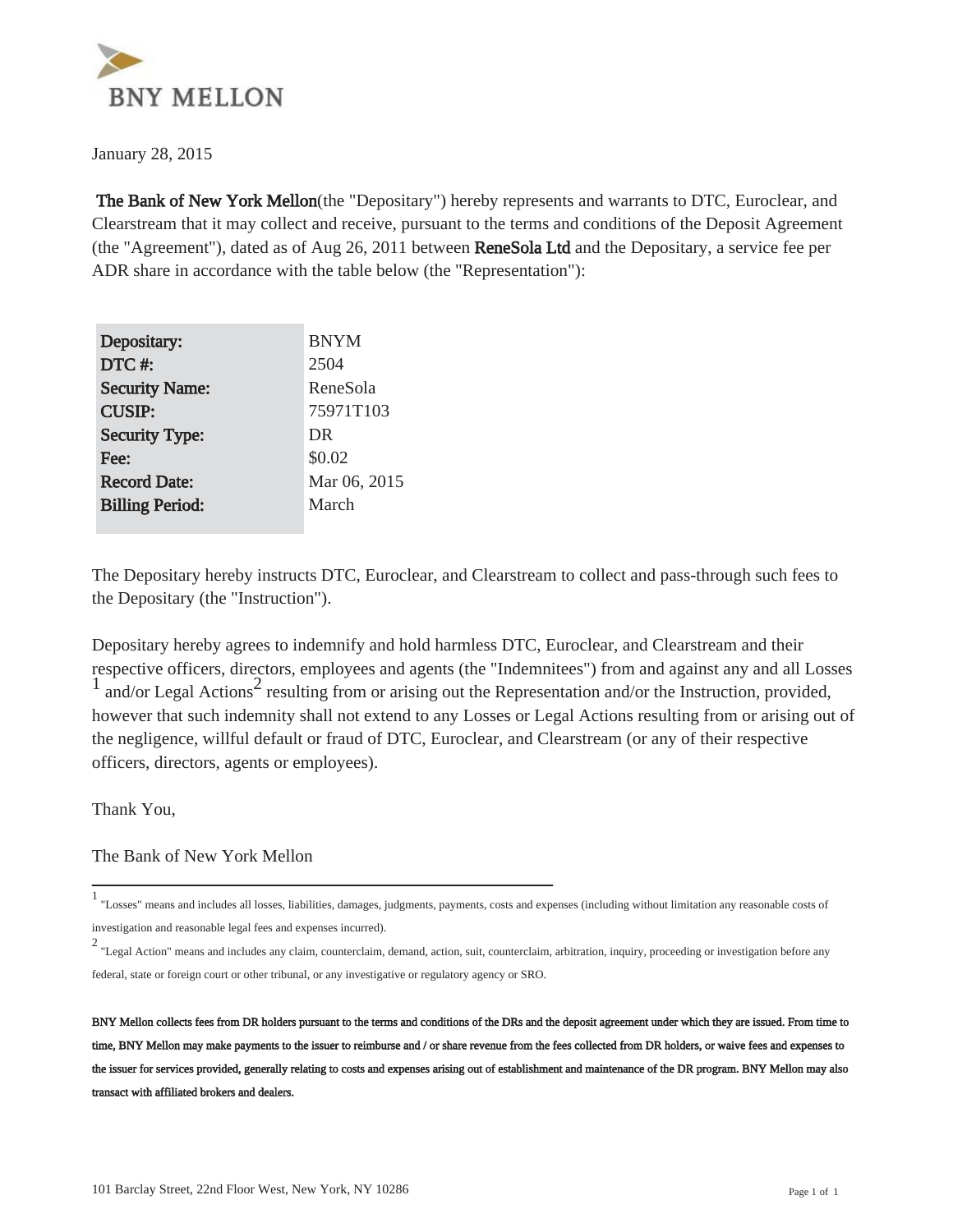BNY MELLON

January 28, 2015

**The Bank of New York Mellon**(the "Depositary") hereby represents and warrants to DTC, Euroclear, and Clearstream that it may collect and receive, pursuant to the terms and conditions of the Deposit Agreement (the "Agreement"), dated as of Aug 26, 2011 between **ReneSola Ltd** and the Depositary, a service fee per ADR share in accordance with the table below (the "Representation"):

| | |
|---|---|
| **Depositary:** | BNYM |
| **DTC #:** | 2504 |
| **Security Name:** | ReneSola |
| **CUSIP:** | 75971T103 |
| **Security Type:** | DR |
| **Fee:** | $0.02 |
| **Record Date:** | Mar 06, 2015 |
| **Billing Period:** | March |

The Depositary hereby instructs DTC, Euroclear, and Clearstream to collect and pass-through such fees to the Depositary (the "Instruction").

Depositary hereby agrees to indemnify and hold harmless DTC, Euroclear, and Clearstream and their respective officers, directors, employees and agents (the "Indemnitees") from and against any and all Losses [1] and/or Legal Actions[2] resulting from or arising out the Representation and/or the Instruction, provided, however that such indemnity shall not extend to any Losses or Legal Actions resulting from or arising out of the negligence, willful default or fraud of DTC, Euroclear, and Clearstream (or any of their respective officers, directors, agents or employees).

Thank You,

The Bank of New York Mellon

[1] "Losses" means and includes all losses, liabilities, damages, judgments, payments, costs and expenses (including without limitation any reasonable costs of investigation and reasonable legal fees and expenses incurred).

[2] "Legal Action" means and includes any claim, counterclaim, demand, action, suit, counterclaim, arbitration, inquiry, proceeding or investigation before any federal, state or foreign court or other tribunal, or any investigative or regulatory agency or SRO.

**BNY Mellon collects fees from DR holders pursuant to the terms and conditions of the DRs and the deposit agreement under which they are issued. From time to time, BNY Mellon may make payments to the issuer to reimburse and / or share revenue from the fees collected from DR holders, or waive fees and expenses to the issuer for services provided, generally relating to costs and expenses arising out of establishment and maintenance of the DR program. BNY Mellon may also transact with affiliated brokers and dealers.**

101 Barclay Street, 22nd Floor West, New York, NY 10286